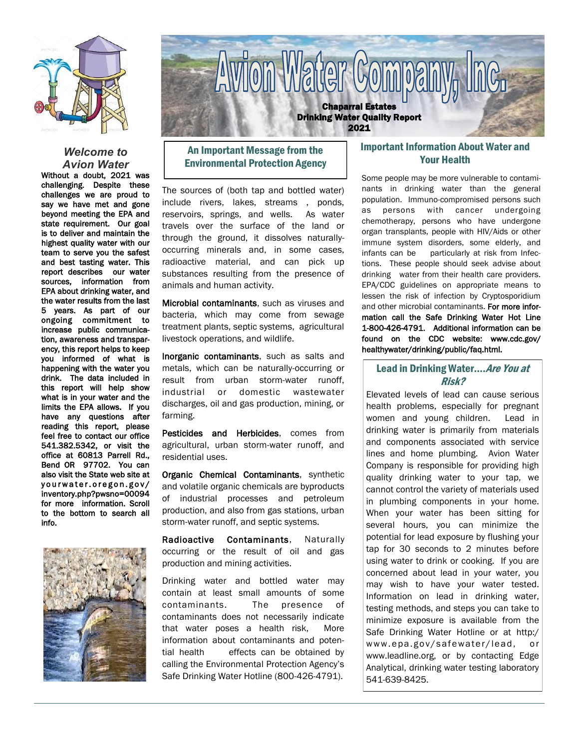# Avion Water Company, Inc.

**Chaparral Estates**
**Drinking Water Quality Report**
**2021**

## *Welcome to Avion Water*

**Without a doubt, 2021 was challenging. Despite these challenges we are proud to say we have met and gone beyond meeting the EPA and state requirement. Our goal is to deliver and maintain the highest quality water with our team to serve you the safest and best tasting water. This report describes our water sources, information from EPA about drinking water, and the water results from the last 5 years. As part of our ongoing commitment to increase public communication, awareness and transparency, this report helps to keep you informed of what is happening with the water you drink. The data included in this report will help show what is in your water and the limits the EPA allows. If you have any questions after reading this report, please feel free to contact our office 541.382.5342, or visit the office at 60813 Parrell Rd., Bend OR 97702. You can also visit the State web site at yourwater.oregon.gov/inventory.php?pwsno=00094 for more information. Scroll to the bottom to search all info.**

## An Important Message from the Environmental Protection Agency

The sources of (both tap and bottled water) include rivers, lakes, streams , ponds, reservoirs, springs, and wells. As water travels over the surface of the land or through the ground, it dissolves naturally-occurring minerals and, in some cases, radioactive material, and can pick up substances resulting from the presence of animals and human activity.

**Microbial contaminants**, such as viruses and bacteria, which may come from sewage treatment plants, septic systems, agricultural livestock operations, and wildlife.

**Inorganic contaminants**, such as salts and metals, which can be naturally-occurring or result from urban storm-water runoff, industrial or domestic wastewater discharges, oil and gas production, mining, or farming.

**Pesticides and Herbicides**, comes from agricultural, urban storm-water runoff, and residential uses.

**Organic Chemical Contaminants**, synthetic and volatile organic chemicals are byproducts of industrial processes and petroleum production, and also from gas stations, urban storm-water runoff, and septic systems.

**Radioactive Contaminants**, Naturally occurring or the result of oil and gas production and mining activities.

Drinking water and bottled water may contain at least small amounts of some contaminants. The presence of contaminants does not necessarily indicate that water poses a health risk, More information about contaminants and potential health effects can be obtained by calling the Environmental Protection Agency's Safe Drinking Water Hotline (800-426-4791).

## Important Information About Water and Your Health

Some people may be more vulnerable to contaminants in drinking water than the general population. Immuno-compromised persons such as persons with cancer undergoing chemotherapy, persons who have undergone organ transplants, people with HIV/Aids or other immune system disorders, some elderly, and infants can be particularly at risk from Infections. These people should seek advise about drinking water from their health care providers. EPA/CDC guidelines on appropriate means to lessen the risk of infection by Cryptosporidium and other microbial contaminants. **For more information call the Safe Drinking Water Hot Line 1-800-426-4791. Additional information can be found on the CDC website: www.cdc.gov/healthywater/drinking/public/faq.html.**

## Lead in Drinking Water....*Are You at Risk?*

Elevated levels of lead can cause serious health problems, especially for pregnant women and young children. Lead in drinking water is primarily from materials and components associated with service lines and home plumbing. Avion Water Company is responsible for providing high quality drinking water to your tap, we cannot control the variety of materials used in plumbing components in your home. When your water has been sitting for several hours, you can minimize the potential for lead exposure by flushing your tap for 30 seconds to 2 minutes before using water to drink or cooking. If you are concerned about lead in your water, you may wish to have your water tested. Information on lead in drinking water, testing methods, and steps you can take to minimize exposure is available from the Safe Drinking Water Hotline or at http:/www.epa.gov/safewater/lead, or www.leadline.org, or by contacting Edge Analytical, drinking water testing laboratory 541-639-8425.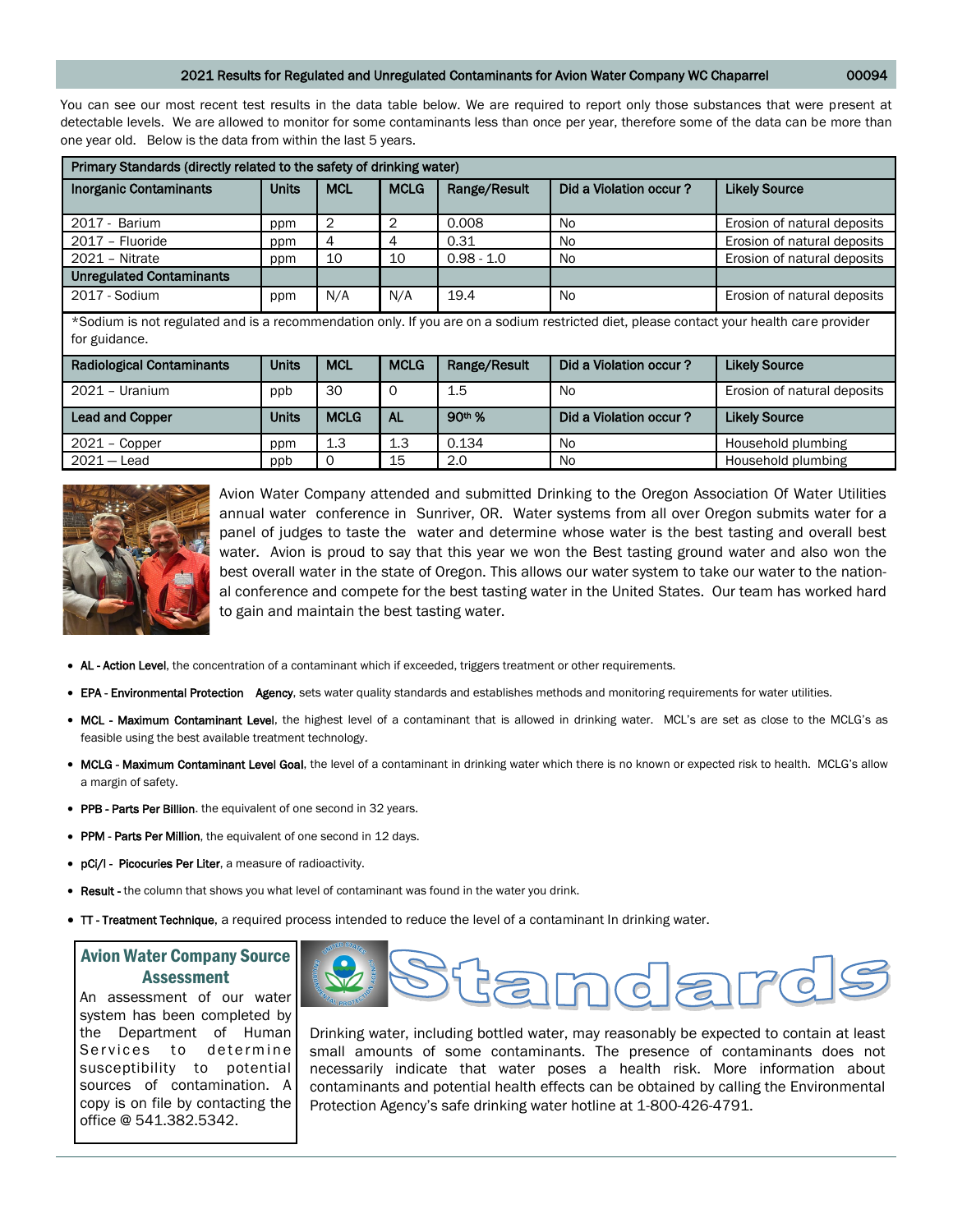## 2021 Results for Regulated and Unregulated Contaminants for Avion Water Company WC Chaparrel 00094

You can see our most recent test results in the data table below. We are required to report only those substances that were present at detectable levels. We are allowed to monitor for some contaminants less than once per year, therefore some of the data can be more than one year old. Below is the data from within the last 5 years.

| Primary Standards (directly related to the safety of drinking water) | | | | | | |
|---|---|---|---|---|---|---|
| **Inorganic Contaminants** | **Units** | **MCL** | **MCLG** | **Range/Result** | **Did a Violation occur ?** | **Likely Source** |
| 2017 - Barium | ppm | 2 | 2 | 0.008 | No | Erosion of natural deposits |
| 2017 – Fluoride | ppm | 4 | 4 | 0.31 | No | Erosion of natural deposits |
| 2021 – Nitrate | ppm | 10 | 10 | 0.98 - 1.0 | No | Erosion of natural deposits |
| **Unregulated Contaminants** | | | | | | |
| 2017 - Sodium | ppm | N/A | N/A | 19.4 | No | Erosion of natural deposits |
| *Sodium is not regulated and is a recommendation only. If you are on a sodium restricted diet, please contact your health care provider for guidance. | | | | | | |
| **Radiological Contaminants** | **Units** | **MCL** | **MCLG** | **Range/Result** | **Did a Violation occur ?** | **Likely Source** |
| 2021 – Uranium | ppb | 30 | 0 | 1.5 | No | Erosion of natural deposits |
| **Lead and Copper** | **Units** | **MCLG** | **AL** | **90th %** | **Did a Violation occur ?** | **Likely Source** |
| 2021 – Copper | ppm | 1.3 | 1.3 | 0.134 | No | Household plumbing |
| 2021 — Lead | ppb | 0 | 15 | 2.0 | No | Household plumbing |

Avion Water Company attended and submitted Drinking to the Oregon Association Of Water Utilities annual water conference in Sunriver, OR. Water systems from all over Oregon submits water for a panel of judges to taste the water and determine whose water is the best tasting and overall best water. Avion is proud to say that this year we won the Best tasting ground water and also won the best overall water in the state of Oregon. This allows our water system to take our water to the national conference and compete for the best tasting water in the United States. Our team has worked hard to gain and maintain the best tasting water.

- **AL - Action Level**, the concentration of a contaminant which if exceeded, triggers treatment or other requirements.
- **EPA - Environmental Protection Agency**, sets water quality standards and establishes methods and monitoring requirements for water utilities.
- **MCL - Maximum Contaminant Level**, the highest level of a contaminant that is allowed in drinking water. MCL's are set as close to the MCLG's as feasible using the best available treatment technology.
- **MCLG - Maximum Contaminant Level Goal**, the level of a contaminant in drinking water which there is no known or expected risk to health. MCLG's allow a margin of safety.
- **PPB - Parts Per Billion**. the equivalent of one second in 32 years.
- **PPM - Parts Per Million**, the equivalent of one second in 12 days.
- **pCi/l - Picocuries Per Liter**, a measure of radioactivity.
- **Result -** the column that shows you what level of contaminant was found in the water you drink.
- **TT - Treatment Technique**, a required process intended to reduce the level of a contaminant In drinking water.

### Avion Water Company Source Assessment

An assessment of our water system has been completed by the Department of Human Services to determine susceptibility to potential sources of contamination. A copy is on file by contacting the office @ 541.382.5342.

### Standards

Drinking water, including bottled water, may reasonably be expected to contain at least small amounts of some contaminants. The presence of contaminants does not necessarily indicate that water poses a health risk. More information about contaminants and potential health effects can be obtained by calling the Environmental Protection Agency's safe drinking water hotline at 1-800-426-4791.